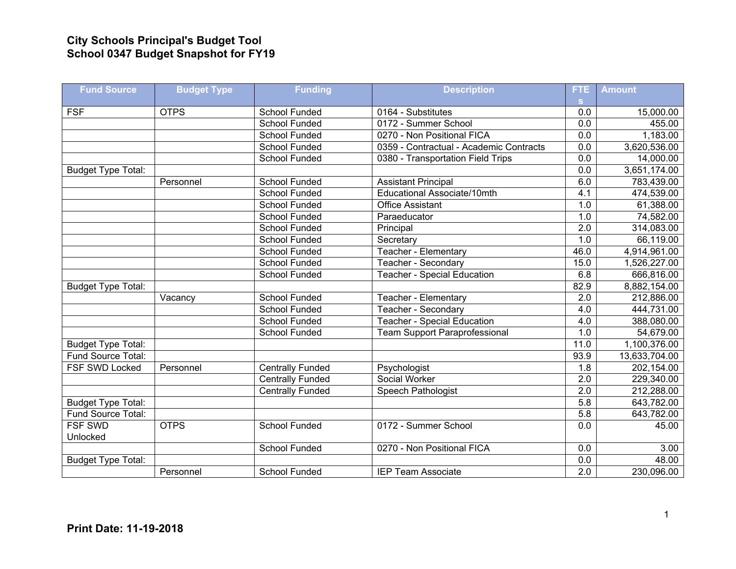**City Schools Principal's Budget Tool**
**School 0347 Budget Snapshot for FY19**

| Fund Source | Budget Type | Funding | Description | FTEs | Amount |
|---|---|---|---|---|---|
| FSF | OTPS | School Funded | 0164 - Substitutes | 0.0 | 15,000.00 |
| | | School Funded | 0172 - Summer School | 0.0 | 455.00 |
| | | School Funded | 0270 - Non Positional FICA | 0.0 | 1,183.00 |
| | | School Funded | 0359 - Contractual - Academic Contracts | 0.0 | 3,620,536.00 |
| | | School Funded | 0380 - Transportation Field Trips | 0.0 | 14,000.00 |
| Budget Type Total: | | | | 0.0 | 3,651,174.00 |
| | Personnel | School Funded | Assistant Principal | 6.0 | 783,439.00 |
| | | School Funded | Educational Associate/10mth | 4.1 | 474,539.00 |
| | | School Funded | Office Assistant | 1.0 | 61,388.00 |
| | | School Funded | Paraeducator | 1.0 | 74,582.00 |
| | | School Funded | Principal | 2.0 | 314,083.00 |
| | | School Funded | Secretary | 1.0 | 66,119.00 |
| | | School Funded | Teacher - Elementary | 46.0 | 4,914,961.00 |
| | | School Funded | Teacher - Secondary | 15.0 | 1,526,227.00 |
| | | School Funded | Teacher - Special Education | 6.8 | 666,816.00 |
| Budget Type Total: | | | | 82.9 | 8,882,154.00 |
| | Vacancy | School Funded | Teacher - Elementary | 2.0 | 212,886.00 |
| | | School Funded | Teacher - Secondary | 4.0 | 444,731.00 |
| | | School Funded | Teacher - Special Education | 4.0 | 388,080.00 |
| | | School Funded | Team Support Paraprofessional | 1.0 | 54,679.00 |
| Budget Type Total: | | | | 11.0 | 1,100,376.00 |
| Fund Source Total: | | | | 93.9 | 13,633,704.00 |
| FSF SWD Locked | Personnel | Centrally Funded | Psychologist | 1.8 | 202,154.00 |
| | | Centrally Funded | Social Worker | 2.0 | 229,340.00 |
| | | Centrally Funded | Speech Pathologist | 2.0 | 212,288.00 |
| Budget Type Total: | | | | 5.8 | 643,782.00 |
| Fund Source Total: | | | | 5.8 | 643,782.00 |
| FSF SWD Unlocked | OTPS | School Funded | 0172 - Summer School | 0.0 | 45.00 |
| | | School Funded | 0270 - Non Positional FICA | 0.0 | 3.00 |
| Budget Type Total: | | | | 0.0 | 48.00 |
| | Personnel | School Funded | IEP Team Associate | 2.0 | 230,096.00 |

**Print Date: 11-19-2018**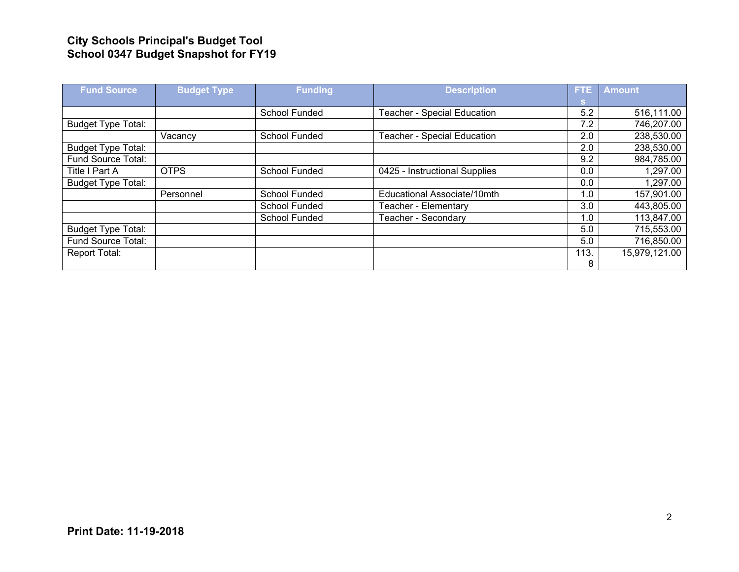**City Schools Principal's Budget Tool**
**School 0347 Budget Snapshot for FY19**

| Fund Source | Budget Type | Funding | Description | FTEs | Amount |
|---|---|---|---|---|---|
| | | School Funded | Teacher - Special Education | 5.2 | 516,111.00 |
| Budget Type Total: | | | | 7.2 | 746,207.00 |
| | Vacancy | School Funded | Teacher - Special Education | 2.0 | 238,530.00 |
| Budget Type Total: | | | | 2.0 | 238,530.00 |
| Fund Source Total: | | | | 9.2 | 984,785.00 |
| Title I Part A | OTPS | School Funded | 0425 - Instructional Supplies | 0.0 | 1,297.00 |
| Budget Type Total: | | | | 0.0 | 1,297.00 |
| | Personnel | School Funded | Educational Associate/10mth | 1.0 | 157,901.00 |
| | | School Funded | Teacher - Elementary | 3.0 | 443,805.00 |
| | | School Funded | Teacher - Secondary | 1.0 | 113,847.00 |
| Budget Type Total: | | | | 5.0 | 715,553.00 |
| Fund Source Total: | | | | 5.0 | 716,850.00 |
| Report Total: | | | | 113.8 | 15,979,121.00 |

**Print Date: 11-19-2018**